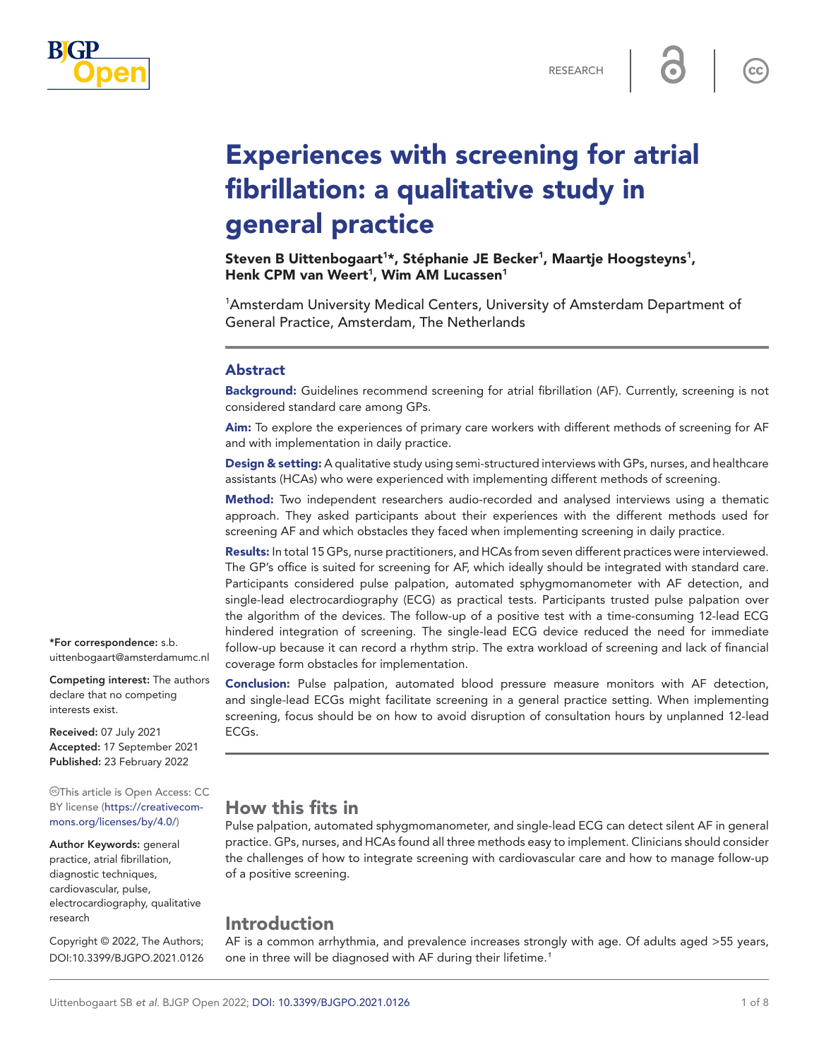# Experiences with screening for atrial fibrillation: a qualitative study in general practice

**Steven B Uittenbogaart[1]\*, Stéphanie JE Becker[1], Maartje Hoogsteyns[1], Henk CPM van Weert[1], Wim AM Lucassen[1]**

[1]Amsterdam University Medical Centers, University of Amsterdam Department of General Practice, Amsterdam, The Netherlands

## Abstract

**Background:** Guidelines recommend screening for atrial fibrillation (AF). Currently, screening is not considered standard care among GPs.

**Aim:** To explore the experiences of primary care workers with different methods of screening for AF and with implementation in daily practice.

**Design & setting:** A qualitative study using semi-structured interviews with GPs, nurses, and healthcare assistants (HCAs) who were experienced with implementing different methods of screening.

**Method:** Two independent researchers audio-recorded and analysed interviews using a thematic approach. They asked participants about their experiences with the different methods used for screening AF and which obstacles they faced when implementing screening in daily practice.

**Results:** In total 15 GPs, nurse practitioners, and HCAs from seven different practices were interviewed. The GP's office is suited for screening for AF, which ideally should be integrated with standard care. Participants considered pulse palpation, automated sphygmomanometer with AF detection, and single-lead electrocardiography (ECG) as practical tests. Participants trusted pulse palpation over the algorithm of the devices. The follow-up of a positive test with a time-consuming 12-lead ECG hindered integration of screening. The single-lead ECG device reduced the need for immediate follow-up because it can record a rhythm strip. The extra workload of screening and lack of financial coverage form obstacles for implementation.

**Conclusion:** Pulse palpation, automated blood pressure measure monitors with AF detection, and single-lead ECGs might facilitate screening in a general practice setting. When implementing screening, focus should be on how to avoid disruption of consultation hours by unplanned 12-lead ECGs.

\*For correspondence: s.b.uittenbogaart@amsterdamumc.nl

**Competing interest:** The authors declare that no competing interests exist.

**Received:** 07 July 2021
**Accepted:** 17 September 2021
**Published:** 23 February 2022

This article is Open Access: CC BY license (https://creativecommons.org/licenses/by/4.0/)

**Author Keywords:** general practice, atrial fibrillation, diagnostic techniques, cardiovascular, pulse, electrocardiography, qualitative research

Copyright © 2022, The Authors; DOI:10.3399/BJGPO.2021.0126

## How this fits in

Pulse palpation, automated sphygmomanometer, and single-lead ECG can detect silent AF in general practice. GPs, nurses, and HCAs found all three methods easy to implement. Clinicians should consider the challenges of how to integrate screening with cardiovascular care and how to manage follow-up of a positive screening.

## Introduction

AF is a common arrhythmia, and prevalence increases strongly with age. Of adults aged >55 years, one in three will be diagnosed with AF during their lifetime.[1]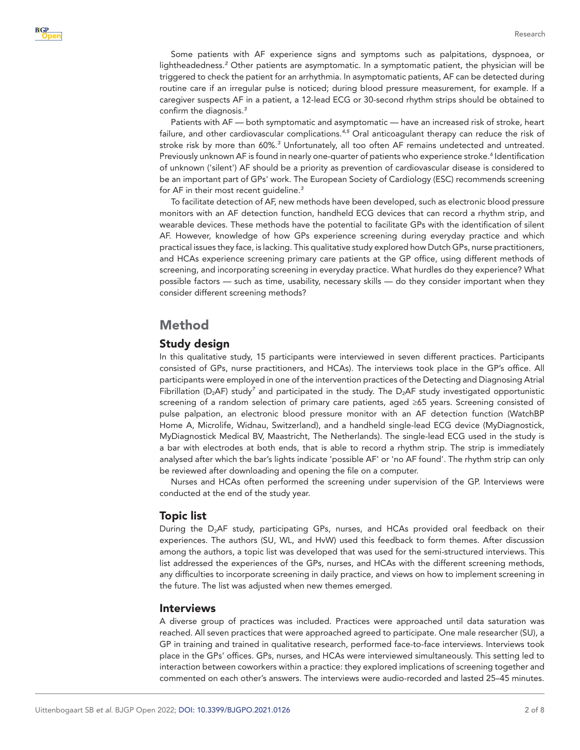Some patients with AF experience signs and symptoms such as palpitations, dyspnoea, or lightheadedness.[2] Other patients are asymptomatic. In a symptomatic patient, the physician will be triggered to check the patient for an arrhythmia. In asymptomatic patients, AF can be detected during routine care if an irregular pulse is noticed; during blood pressure measurement, for example. If a caregiver suspects AF in a patient, a 12-lead ECG or 30-second rhythm strips should be obtained to confirm the diagnosis.[3]

Patients with AF — both symptomatic and asymptomatic — have an increased risk of stroke, heart failure, and other cardiovascular complications.[4,5] Oral anticoagulant therapy can reduce the risk of stroke risk by more than 60%.[3] Unfortunately, all too often AF remains undetected and untreated. Previously unknown AF is found in nearly one-quarter of patients who experience stroke.[6] Identification of unknown ('silent') AF should be a priority as prevention of cardiovascular disease is considered to be an important part of GPs' work. The European Society of Cardiology (ESC) recommends screening for AF in their most recent guideline.[3]

To facilitate detection of AF, new methods have been developed, such as electronic blood pressure monitors with an AF detection function, handheld ECG devices that can record a rhythm strip, and wearable devices. These methods have the potential to facilitate GPs with the identification of silent AF. However, knowledge of how GPs experience screening during everyday practice and which practical issues they face, is lacking. This qualitative study explored how Dutch GPs, nurse practitioners, and HCAs experience screening primary care patients at the GP office, using different methods of screening, and incorporating screening in everyday practice. What hurdles do they experience? What possible factors — such as time, usability, necessary skills — do they consider important when they consider different screening methods?

# Method

## Study design

In this qualitative study, 15 participants were interviewed in seven different practices. Participants consisted of GPs, nurse practitioners, and HCAs). The interviews took place in the GP's office. All participants were employed in one of the intervention practices of the Detecting and Diagnosing Atrial Fibrillation ($D_2AF$) study[7] and participated in the study. The $D_2AF$ study investigated opportunistic screening of a random selection of primary care patients, aged ≥65 years. Screening consisted of pulse palpation, an electronic blood pressure monitor with an AF detection function (WatchBP Home A, Microlife, Widnau, Switzerland), and a handheld single-lead ECG device (MyDiagnostick, MyDiagnostick Medical BV, Maastricht, The Netherlands). The single-lead ECG used in the study is a bar with electrodes at both ends, that is able to record a rhythm strip. The strip is immediately analysed after which the bar's lights indicate 'possible AF' or 'no AF found'. The rhythm strip can only be reviewed after downloading and opening the file on a computer.

Nurses and HCAs often performed the screening under supervision of the GP. Interviews were conducted at the end of the study year.

## Topic list

During the $D_2AF$ study, participating GPs, nurses, and HCAs provided oral feedback on their experiences. The authors (SU, WL, and HvW) used this feedback to form themes. After discussion among the authors, a topic list was developed that was used for the semi-structured interviews. This list addressed the experiences of the GPs, nurses, and HCAs with the different screening methods, any difficulties to incorporate screening in daily practice, and views on how to implement screening in the future. The list was adjusted when new themes emerged.

## Interviews

A diverse group of practices was included. Practices were approached until data saturation was reached. All seven practices that were approached agreed to participate. One male researcher (SU), a GP in training and trained in qualitative research, performed face-to-face interviews. Interviews took place in the GPs' offices. GPs, nurses, and HCAs were interviewed simultaneously. This setting led to interaction between coworkers within a practice: they explored implications of screening together and commented on each other's answers. The interviews were audio-recorded and lasted 25–45 minutes.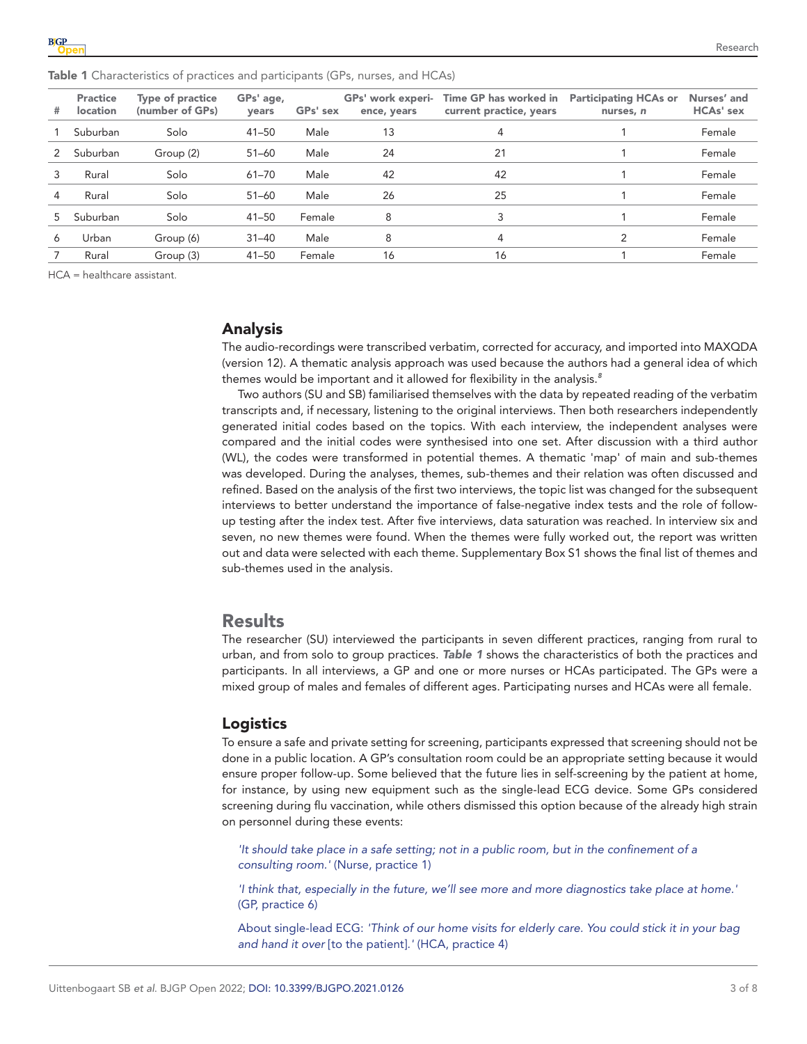**Table 1** Characteristics of practices and participants (GPs, nurses, and HCAs)

| # | Practice location | Type of practice (number of GPs) | GPs' age, years | GPs' sex | GPs' work experience, years | Time GP has worked in current practice, years | Participating HCAs or nurses, *n* | Nurses' and HCAs' sex |
|---|---|---|---|---|---|---|---|---|
| 1 | Suburban | Solo | 41–50 | Male | 13 | 4 | 1 | Female |
| 2 | Suburban | Group (2) | 51–60 | Male | 24 | 21 | 1 | Female |
| 3 | Rural | Solo | 61–70 | Male | 42 | 42 | 1 | Female |
| 4 | Rural | Solo | 51–60 | Male | 26 | 25 | 1 | Female |
| 5 | Suburban | Solo | 41–50 | Female | 8 | 3 | 1 | Female |
| 6 | Urban | Group (6) | 31–40 | Male | 8 | 4 | 2 | Female |
| 7 | Rural | Group (3) | 41–50 | Female | 16 | 16 | 1 | Female |

HCA = healthcare assistant.

## Analysis

The audio-recordings were transcribed verbatim, corrected for accuracy, and imported into MAXQDA (version 12). A thematic analysis approach was used because the authors had a general idea of which themes would be important and it allowed for flexibility in the analysis.[8]

Two authors (SU and SB) familiarised themselves with the data by repeated reading of the verbatim transcripts and, if necessary, listening to the original interviews. Then both researchers independently generated initial codes based on the topics. With each interview, the independent analyses were compared and the initial codes were synthesised into one set. After discussion with a third author (WL), the codes were transformed in potential themes. A thematic 'map' of main and sub-themes was developed. During the analyses, themes, sub-themes and their relation was often discussed and refined. Based on the analysis of the first two interviews, the topic list was changed for the subsequent interviews to better understand the importance of false-negative index tests and the role of follow-up testing after the index test. After five interviews, data saturation was reached. In interview six and seven, no new themes were found. When the themes were fully worked out, the report was written out and data were selected with each theme. Supplementary Box S1 shows the final list of themes and sub-themes used in the analysis.

# Results

The researcher (SU) interviewed the participants in seven different practices, ranging from rural to urban, and from solo to group practices. ***Table 1*** shows the characteristics of both the practices and participants. In all interviews, a GP and one or more nurses or HCAs participated. The GPs were a mixed group of males and females of different ages. Participating nurses and HCAs were all female.

## Logistics

To ensure a safe and private setting for screening, participants expressed that screening should not be done in a public location. A GP's consultation room could be an appropriate setting because it would ensure proper follow-up. Some believed that the future lies in self-screening by the patient at home, for instance, by using new equipment such as the single-lead ECG device. Some GPs considered screening during flu vaccination, while others dismissed this option because of the already high strain on personnel during these events:

> *'It should take place in a safe setting; not in a public room, but in the confinement of a consulting room.'* (Nurse, practice 1)

> *'I think that, especially in the future, we'll see more and more diagnostics take place at home.'* (GP, practice 6)

> About single-lead ECG: *'Think of our home visits for elderly care. You could stick it in your bag and hand it over* [to the patient]*.'* (HCA, practice 4)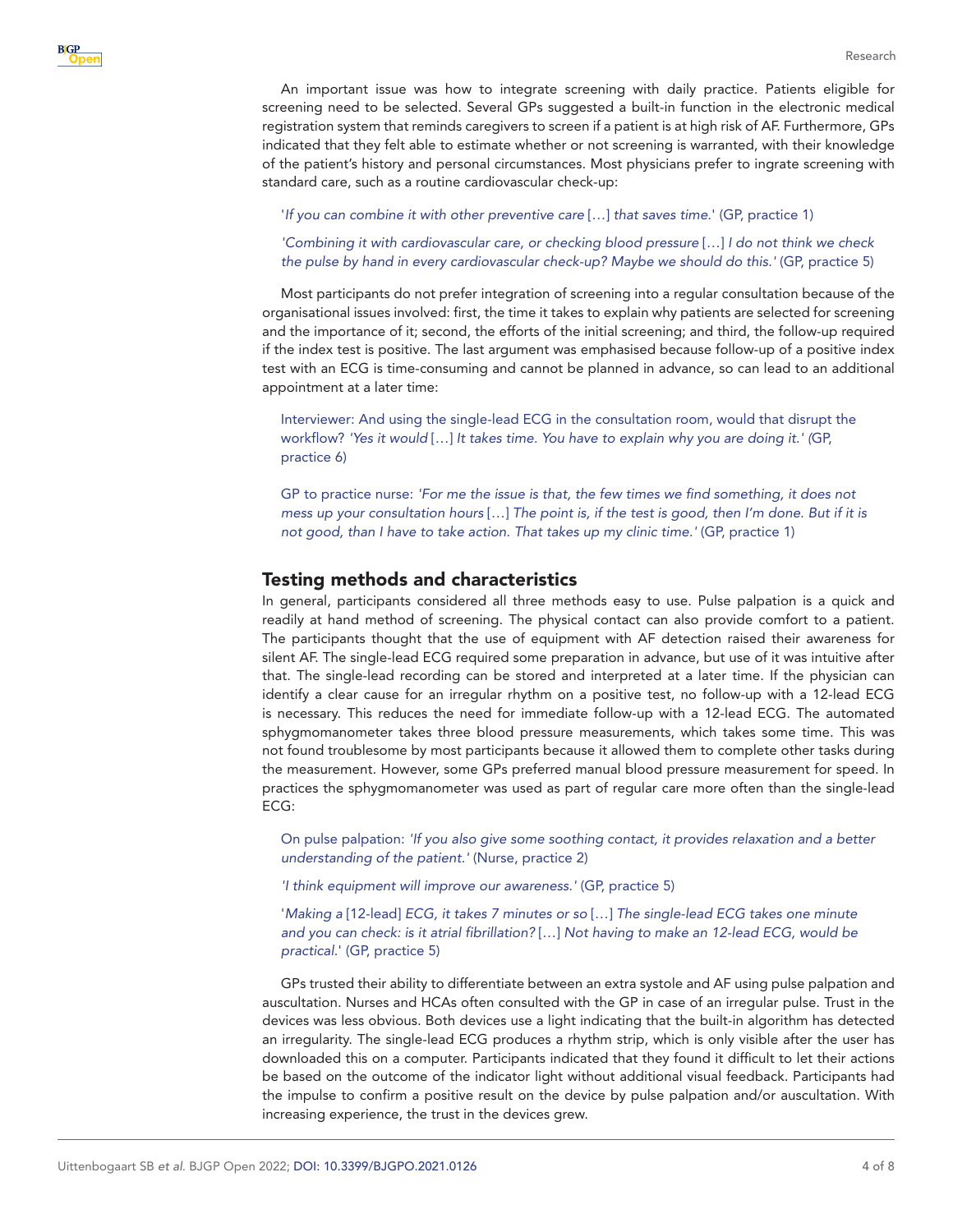An important issue was how to integrate screening with daily practice. Patients eligible for screening need to be selected. Several GPs suggested a built-in function in the electronic medical registration system that reminds caregivers to screen if a patient is at high risk of AF. Furthermore, GPs indicated that they felt able to estimate whether or not screening is warranted, with their knowledge of the patient's history and personal circumstances. Most physicians prefer to ingrate screening with standard care, such as a routine cardiovascular check-up:

'*If you can combine it with other preventive care* […] *that saves time.*' (GP, practice 1)

*'Combining it with cardiovascular care, or checking blood pressure* […] *I do not think we check the pulse by hand in every cardiovascular check-up? Maybe we should do this.'* (GP, practice 5)

Most participants do not prefer integration of screening into a regular consultation because of the organisational issues involved: first, the time it takes to explain why patients are selected for screening and the importance of it; second, the efforts of the initial screening; and third, the follow-up required if the index test is positive. The last argument was emphasised because follow-up of a positive index test with an ECG is time-consuming and cannot be planned in advance, so can lead to an additional appointment at a later time:

Interviewer: And using the single-lead ECG in the consultation room, would that disrupt the workflow? *'Yes it would* […] *It takes time. You have to explain why you are doing it.' (*GP, practice 6)

GP to practice nurse: *'For me the issue is that, the few times we find something, it does not mess up your consultation hours* […] *The point is, if the test is good, then I'm done. But if it is not good, than I have to take action. That takes up my clinic time.'* (GP, practice 1)

## Testing methods and characteristics

In general, participants considered all three methods easy to use. Pulse palpation is a quick and readily at hand method of screening. The physical contact can also provide comfort to a patient. The participants thought that the use of equipment with AF detection raised their awareness for silent AF. The single-lead ECG required some preparation in advance, but use of it was intuitive after that. The single-lead recording can be stored and interpreted at a later time. If the physician can identify a clear cause for an irregular rhythm on a positive test, no follow-up with a 12-lead ECG is necessary. This reduces the need for immediate follow-up with a 12-lead ECG. The automated sphygmomanometer takes three blood pressure measurements, which takes some time. This was not found troublesome by most participants because it allowed them to complete other tasks during the measurement. However, some GPs preferred manual blood pressure measurement for speed. In practices the sphygmomanometer was used as part of regular care more often than the single-lead ECG:

On pulse palpation: *'If you also give some soothing contact, it provides relaxation and a better understanding of the patient.'* (Nurse, practice 2)

*'I think equipment will improve our awareness.'* (GP, practice 5)

'*Making a* [12-lead] *ECG, it takes 7 minutes or so* […] *The single-lead ECG takes one minute and you can check: is it atrial fibrillation?* […] *Not having to make an 12-lead ECG, would be practical.*' (GP, practice 5)

GPs trusted their ability to differentiate between an extra systole and AF using pulse palpation and auscultation. Nurses and HCAs often consulted with the GP in case of an irregular pulse. Trust in the devices was less obvious. Both devices use a light indicating that the built-in algorithm has detected an irregularity. The single-lead ECG produces a rhythm strip, which is only visible after the user has downloaded this on a computer. Participants indicated that they found it difficult to let their actions be based on the outcome of the indicator light without additional visual feedback. Participants had the impulse to confirm a positive result on the device by pulse palpation and/or auscultation. With increasing experience, the trust in the devices grew.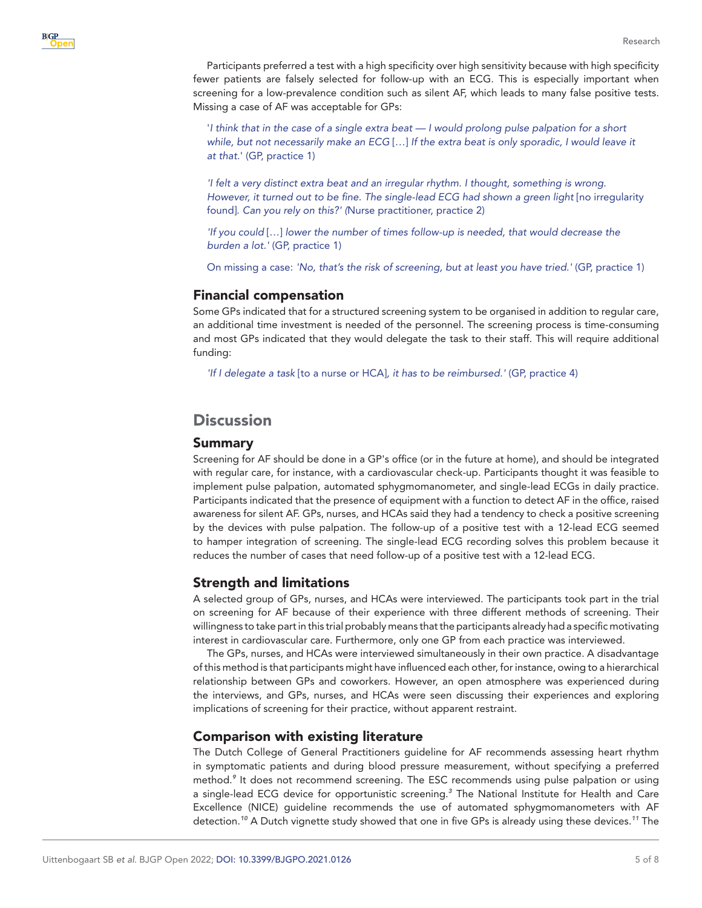Participants preferred a test with a high specificity over high sensitivity because with high specificity fewer patients are falsely selected for follow-up with an ECG. This is especially important when screening for a low-prevalence condition such as silent AF, which leads to many false positive tests. Missing a case of AF was acceptable for GPs:

> '*I think that in the case of a single extra beat — I would prolong pulse palpation for a short while, but not necessarily make an ECG* […] *If the extra beat is only sporadic, I would leave it at that.*' (GP, practice 1)

> *'I felt a very distinct extra beat and an irregular rhythm. I thought, something is wrong. However, it turned out to be fine. The single-lead ECG had shown a green light* [no irregularity found]*. Can you rely on this?'* (Nurse practitioner, practice 2)

> *'If you could* […] *lower the number of times follow-up is needed, that would decrease the burden a lot.'* (GP, practice 1)

> On missing a case: *'No, that's the risk of screening, but at least you have tried.'* (GP, practice 1)

### Financial compensation

Some GPs indicated that for a structured screening system to be organised in addition to regular care, an additional time investment is needed of the personnel. The screening process is time-consuming and most GPs indicated that they would delegate the task to their staff. This will require additional funding:

> *'If I delegate a task* [to a nurse or HCA]*, it has to be reimbursed.'* (GP, practice 4)

## Discussion

### Summary

Screening for AF should be done in a GP's office (or in the future at home), and should be integrated with regular care, for instance, with a cardiovascular check-up. Participants thought it was feasible to implement pulse palpation, automated sphygmomanometer, and single-lead ECGs in daily practice. Participants indicated that the presence of equipment with a function to detect AF in the office, raised awareness for silent AF. GPs, nurses, and HCAs said they had a tendency to check a positive screening by the devices with pulse palpation. The follow-up of a positive test with a 12-lead ECG seemed to hamper integration of screening. The single-lead ECG recording solves this problem because it reduces the number of cases that need follow-up of a positive test with a 12-lead ECG.

### Strength and limitations

A selected group of GPs, nurses, and HCAs were interviewed. The participants took part in the trial on screening for AF because of their experience with three different methods of screening. Their willingness to take part in this trial probably means that the participants already had a specific motivating interest in cardiovascular care. Furthermore, only one GP from each practice was interviewed.

The GPs, nurses, and HCAs were interviewed simultaneously in their own practice. A disadvantage of this method is that participants might have influenced each other, for instance, owing to a hierarchical relationship between GPs and coworkers. However, an open atmosphere was experienced during the interviews, and GPs, nurses, and HCAs were seen discussing their experiences and exploring implications of screening for their practice, without apparent restraint.

### Comparison with existing literature

The Dutch College of General Practitioners guideline for AF recommends assessing heart rhythm in symptomatic patients and during blood pressure measurement, without specifying a preferred method.[9] It does not recommend screening. The ESC recommends using pulse palpation or using a single-lead ECG device for opportunistic screening.[3] The National Institute for Health and Care Excellence (NICE) guideline recommends the use of automated sphygmomanometers with AF detection.[10] A Dutch vignette study showed that one in five GPs is already using these devices.[11] The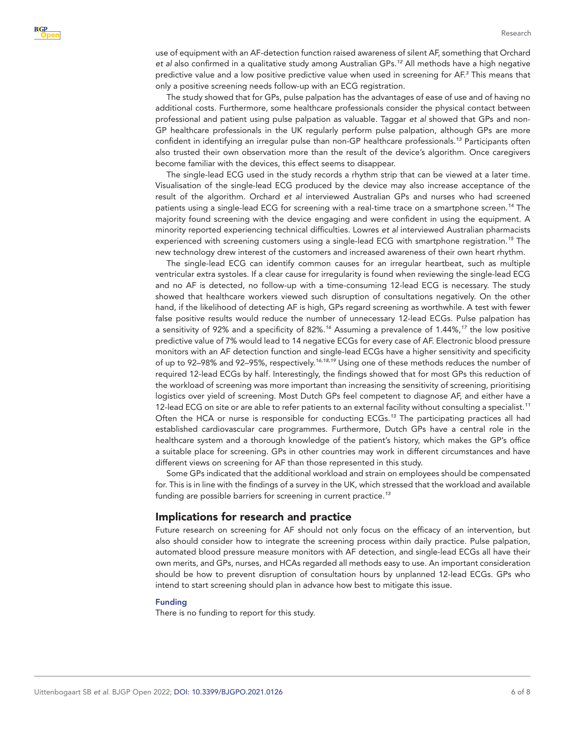use of equipment with an AF-detection function raised awareness of silent AF, something that Orchard *et al* also confirmed in a qualitative study among Australian GPs.[12] All methods have a high negative predictive value and a low positive predictive value when used in screening for AF.[3] This means that only a positive screening needs follow-up with an ECG registration.

The study showed that for GPs, pulse palpation has the advantages of ease of use and of having no additional costs. Furthermore, some healthcare professionals consider the physical contact between professional and patient using pulse palpation as valuable. Taggar *et al* showed that GPs and non-GP healthcare professionals in the UK regularly perform pulse palpation, although GPs are more confident in identifying an irregular pulse than non-GP healthcare professionals.[13] Participants often also trusted their own observation more than the result of the device's algorithm. Once caregivers become familiar with the devices, this effect seems to disappear.

The single-lead ECG used in the study records a rhythm strip that can be viewed at a later time. Visualisation of the single-lead ECG produced by the device may also increase acceptance of the result of the algorithm. Orchard *et al* interviewed Australian GPs and nurses who had screened patients using a single-lead ECG for screening with a real-time trace on a smartphone screen.[14] The majority found screening with the device engaging and were confident in using the equipment. A minority reported experiencing technical difficulties. Lowres *et al* interviewed Australian pharmacists experienced with screening customers using a single-lead ECG with smartphone registration.[15] The new technology drew interest of the customers and increased awareness of their own heart rhythm.

The single-lead ECG can identify common causes for an irregular heartbeat, such as multiple ventricular extra systoles. If a clear cause for irregularity is found when reviewing the single-lead ECG and no AF is detected, no follow-up with a time-consuming 12-lead ECG is necessary. The study showed that healthcare workers viewed such disruption of consultations negatively. On the other hand, if the likelihood of detecting AF is high, GPs regard screening as worthwhile. A test with fewer false positive results would reduce the number of unnecessary 12-lead ECGs. Pulse palpation has a sensitivity of 92% and a specificity of 82%.[16] Assuming a prevalence of 1.44%,[17] the low positive predictive value of 7% would lead to 14 negative ECGs for every case of AF. Electronic blood pressure monitors with an AF detection function and single-lead ECGs have a higher sensitivity and specificity of up to 92–98% and 92–95%, respectively.[16,18,19] Using one of these methods reduces the number of required 12-lead ECGs by half. Interestingly, the findings showed that for most GPs this reduction of the workload of screening was more important than increasing the sensitivity of screening, prioritising logistics over yield of screening. Most Dutch GPs feel competent to diagnose AF, and either have a 12-lead ECG on site or are able to refer patients to an external facility without consulting a specialist.[11] Often the HCA or nurse is responsible for conducting ECGs.[13] The participating practices all had established cardiovascular care programmes. Furthermore, Dutch GPs have a central role in the healthcare system and a thorough knowledge of the patient's history, which makes the GP's office a suitable place for screening. GPs in other countries may work in different circumstances and have different views on screening for AF than those represented in this study.

Some GPs indicated that the additional workload and strain on employees should be compensated for. This is in line with the findings of a survey in the UK, which stressed that the workload and available funding are possible barriers for screening in current practice.[13]

## Implications for research and practice

Future research on screening for AF should not only focus on the efficacy of an intervention, but also should consider how to integrate the screening process within daily practice. Pulse palpation, automated blood pressure measure monitors with AF detection, and single-lead ECGs all have their own merits, and GPs, nurses, and HCAs regarded all methods easy to use. An important consideration should be how to prevent disruption of consultation hours by unplanned 12-lead ECGs. GPs who intend to start screening should plan in advance how best to mitigate this issue.

### Funding

There is no funding to report for this study.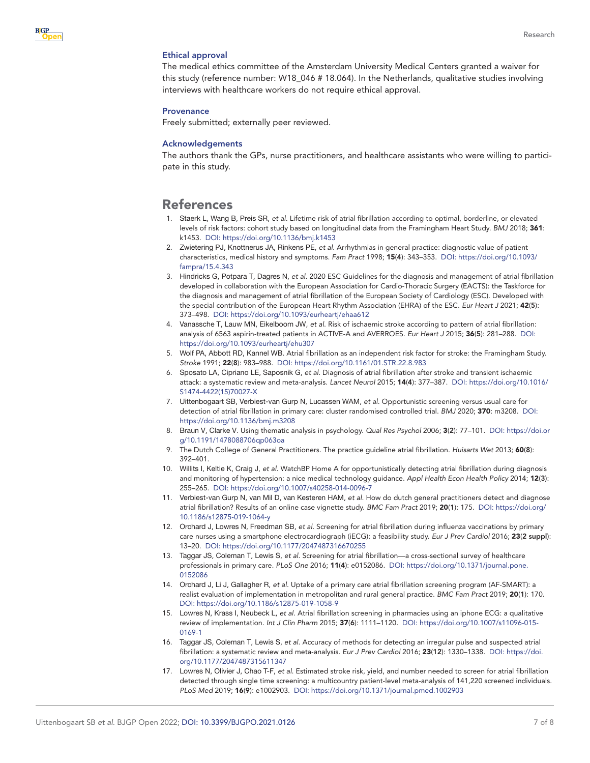### Ethical approval

The medical ethics committee of the Amsterdam University Medical Centers granted a waiver for this study (reference number: W18_046 # 18.064). In the Netherlands, qualitative studies involving interviews with healthcare workers do not require ethical approval.

### Provenance

Freely submitted; externally peer reviewed.

### Acknowledgements

The authors thank the GPs, nurse practitioners, and healthcare assistants who were willing to participate in this study.

## References

1. Staerk L, Wang B, Preis SR, *et al*. Lifetime risk of atrial fibrillation according to optimal, borderline, or elevated levels of risk factors: cohort study based on longitudinal data from the Framingham Heart Study. *BMJ* 2018; **361**: k1453. DOI: https://doi.org/10.1136/bmj.k1453
2. Zwietering PJ, Knottnerus JA, Rinkens PE, *et al*. Arrhythmias in general practice: diagnostic value of patient characteristics, medical history and symptoms. *Fam Pract* 1998; **15**(**4**): 343–353. DOI: https://doi.org/10.1093/fampra/15.4.343
3. Hindricks G, Potpara T, Dagres N, *et al*. 2020 ESC Guidelines for the diagnosis and management of atrial fibrillation developed in collaboration with the European Association for Cardio-Thoracic Surgery (EACTS): the Taskforce for the diagnosis and management of atrial fibrillation of the European Society of Cardiology (ESC). Developed with the special contribution of the European Heart Rhythm Association (EHRA) of the ESC. *Eur Heart J* 2021; **42**(**5**): 373–498. DOI: https://doi.org/10.1093/eurheartj/ehaa612
4. Vanassche T, Lauw MN, Eikelboom JW, *et al*. Risk of ischaemic stroke according to pattern of atrial fibrillation: analysis of 6563 aspirin-treated patients in ACTIVE-A and AVERROES. *Eur Heart J* 2015; **36**(**5**): 281–288. DOI: https://doi.org/10.1093/eurheartj/ehu307
5. Wolf PA, Abbott RD, Kannel WB. Atrial fibrillation as an independent risk factor for stroke: the Framingham Study. *Stroke* 1991; **22**(**8**): 983–988. DOI: https://doi.org/10.1161/01.STR.22.8.983
6. Sposato LA, Cipriano LE, Saposnik G, *et al*. Diagnosis of atrial fibrillation after stroke and transient ischaemic attack: a systematic review and meta-analysis. *Lancet Neurol* 2015; **14**(**4**): 377–387. DOI: https://doi.org/10.1016/S1474-4422(15)70027-X
7. Uittenbogaart SB, Verbiest-van Gurp N, Lucassen WAM, *et al*. Opportunistic screening versus usual care for detection of atrial fibrillation in primary care: cluster randomised controlled trial. *BMJ* 2020; **370**: m3208. DOI: https://doi.org/10.1136/bmj.m3208
8. Braun V, Clarke V. Using thematic analysis in psychology. *Qual Res Psychol* 2006; **3**(**2**): 77–101. DOI: https://doi.org/10.1191/1478088706qp063oa
9. The Dutch College of General Practitioners. The practice guideline atrial fibrillation. *Huisarts Wet* 2013; **60**(**8**): 392–401.
10. Willits I, Keltie K, Craig J, *et al*. WatchBP Home A for opportunistically detecting atrial fibrillation during diagnosis and monitoring of hypertension: a nice medical technology guidance. *Appl Health Econ Health Policy* 2014; **12**(**3**): 255–265. DOI: https://doi.org/10.1007/s40258-014-0096-7
11. Verbiest-van Gurp N, van Mil D, van Kesteren HAM, *et al*. How do dutch general practitioners detect and diagnose atrial fibrillation? Results of an online case vignette study. *BMC Fam Pract* 2019; **20**(**1**): 175. DOI: https://doi.org/10.1186/s12875-019-1064-y
12. Orchard J, Lowres N, Freedman SB, *et al*. Screening for atrial fibrillation during influenza vaccinations by primary care nurses using a smartphone electrocardiograph (iECG): a feasibility study. *Eur J Prev Cardiol* 2016; **23**(**2 suppl**): 13–20. DOI: https://doi.org/10.1177/2047487316670255
13. Taggar JS, Coleman T, Lewis S, *et al*. Screening for atrial fibrillation—a cross-sectional survey of healthcare professionals in primary care. *PLoS One* 2016; **11**(**4**): e0152086. DOI: https://doi.org/10.1371/journal.pone.0152086
14. Orchard J, Li J, Gallagher R, *et al*. Uptake of a primary care atrial fibrillation screening program (AF-SMART): a realist evaluation of implementation in metropolitan and rural general practice. *BMC Fam Pract* 2019; **20**(**1**): 170. DOI: https://doi.org/10.1186/s12875-019-1058-9
15. Lowres N, Krass I, Neubeck L, *et al*. Atrial fibrillation screening in pharmacies using an iphone ECG: a qualitative review of implementation. *Int J Clin Pharm* 2015; **37**(**6**): 1111–1120. DOI: https://doi.org/10.1007/s11096-015-0169-1
16. Taggar JS, Coleman T, Lewis S, *et al*. Accuracy of methods for detecting an irregular pulse and suspected atrial fibrillation: a systematic review and meta-analysis. *Eur J Prev Cardiol* 2016; **23**(**12**): 1330–1338. DOI: https://doi.org/10.1177/2047487315611347
17. Lowres N, Olivier J, Chao T-F, *et al*. Estimated stroke risk, yield, and number needed to screen for atrial fibrillation detected through single time screening: a multicountry patient-level meta-analysis of 141,220 screened individuals. *PLoS Med* 2019; **16**(**9**): e1002903. DOI: https://doi.org/10.1371/journal.pmed.1002903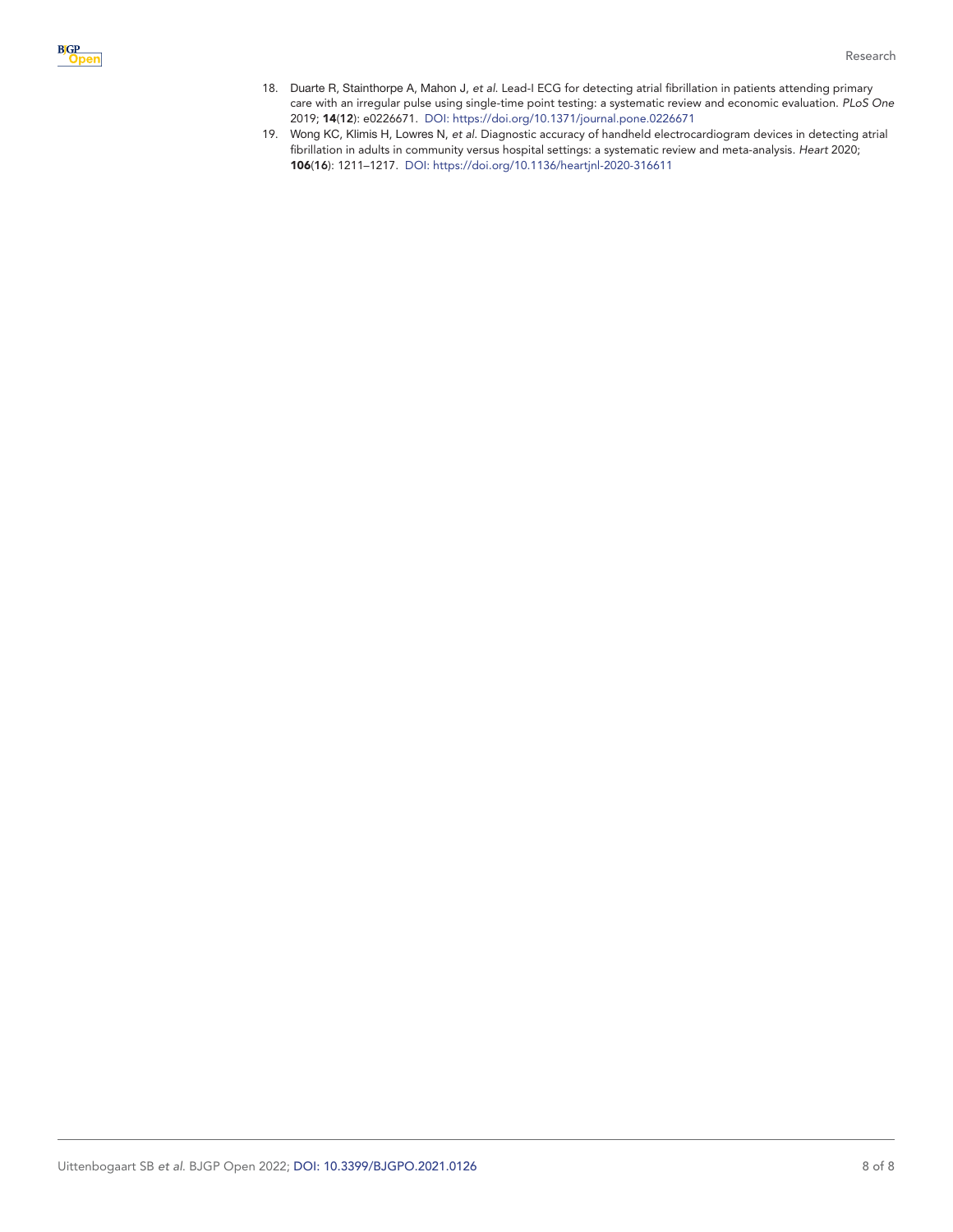18. Duarte R, Stainthorpe A, Mahon J, *et al*. Lead-I ECG for detecting atrial fibrillation in patients attending primary care with an irregular pulse using single-time point testing: a systematic review and economic evaluation. *PLoS One* 2019; **14**(**12**): e0226671. DOI: https://doi.org/10.1371/journal.pone.0226671
19. Wong KC, Klimis H, Lowres N, *et al*. Diagnostic accuracy of handheld electrocardiogram devices in detecting atrial fibrillation in adults in community versus hospital settings: a systematic review and meta-analysis. *Heart* 2020; **106**(**16**): 1211–1217. DOI: https://doi.org/10.1136/heartjnl-2020-316611